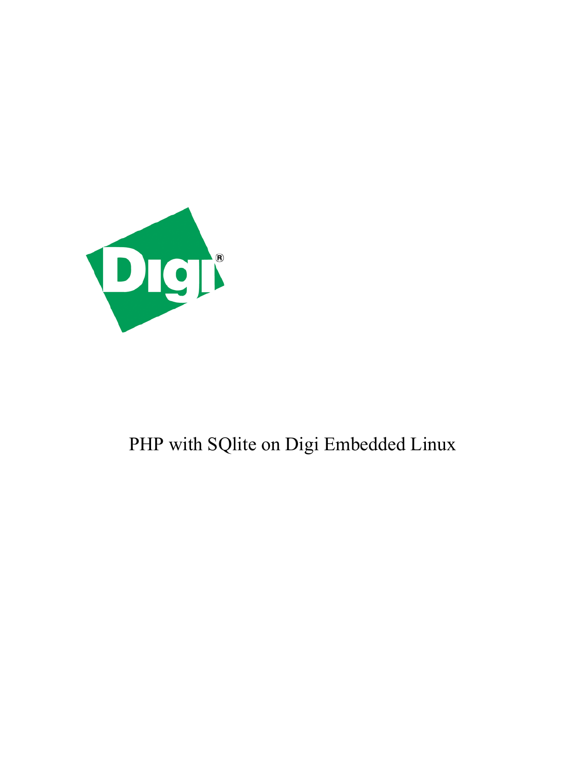# PHP with SQlite on Digi Embedded Linux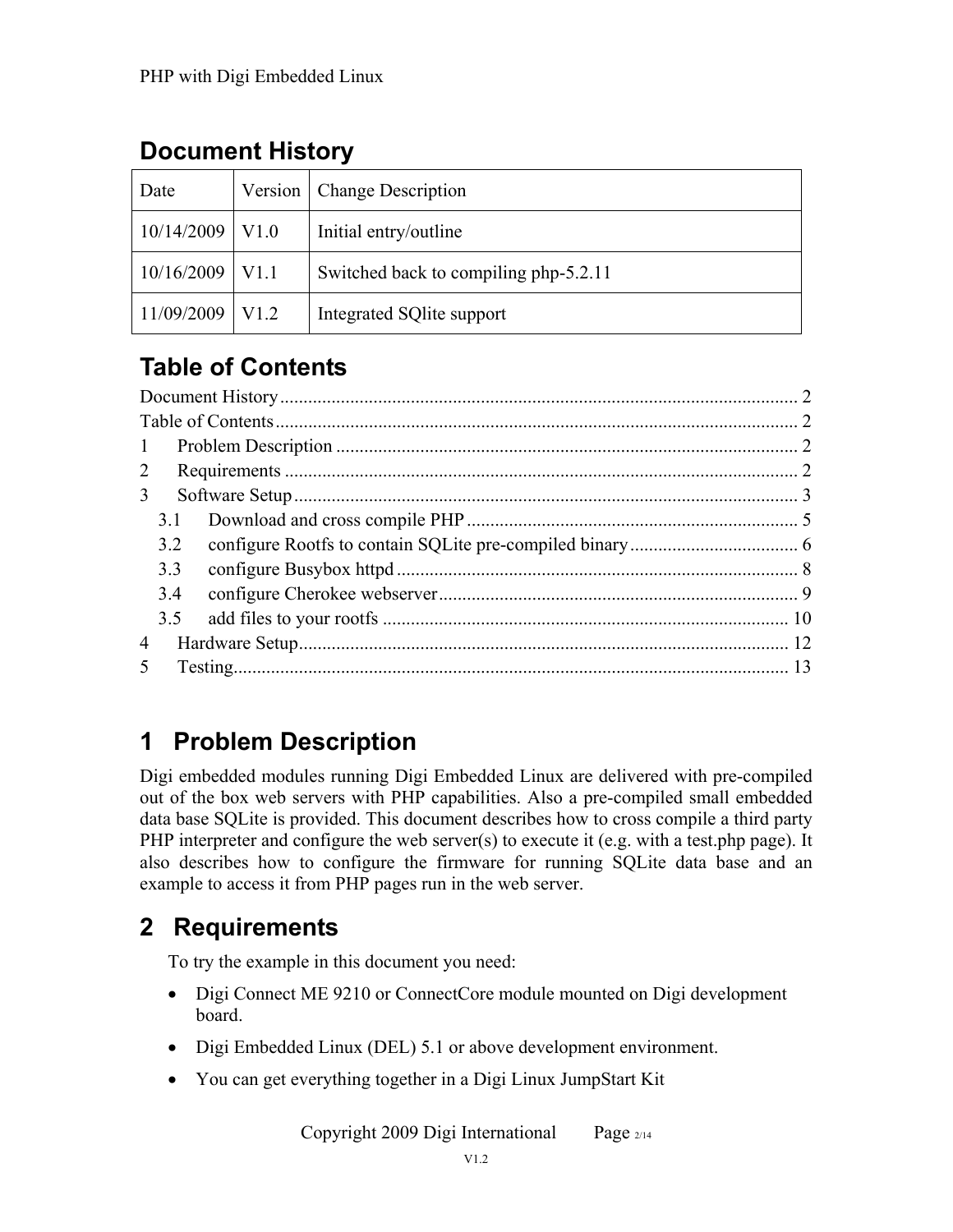## Document History

| Date | Version | Change Description |
|---|---|---|
| 10/14/2009 | V1.0 | Initial entry/outline |
| 10/16/2009 | V1.1 | Switched back to compiling php-5.2.11 |
| 11/09/2009 | V1.2 | Integrated SQlite support |

## Table of Contents

Document History .......... 2
Table of Contents .......... 2
1 Problem Description .......... 2
2 Requirements .......... 2
3 Software Setup .......... 3
  3.1 Download and cross compile PHP .......... 5
  3.2 configure Rootfs to contain SQLite pre-compiled binary .......... 6
  3.3 configure Busybox httpd .......... 8
  3.4 configure Cherokee webserver .......... 9
  3.5 add files to your rootfs .......... 10
4 Hardware Setup .......... 12
5 Testing .......... 13

# 1 Problem Description

Digi embedded modules running Digi Embedded Linux are delivered with pre-compiled out of the box web servers with PHP capabilities. Also a pre-compiled small embedded data base SQLite is provided. This document describes how to cross compile a third party PHP interpreter and configure the web server(s) to execute it (e.g. with a test.php page). It also describes how to configure the firmware for running SQLite data base and an example to access it from PHP pages run in the web server.

# 2 Requirements

To try the example in this document you need:

- Digi Connect ME 9210 or ConnectCore module mounted on Digi development board.
- Digi Embedded Linux (DEL) 5.1 or above development environment.
- You can get everything together in a Digi Linux JumpStart Kit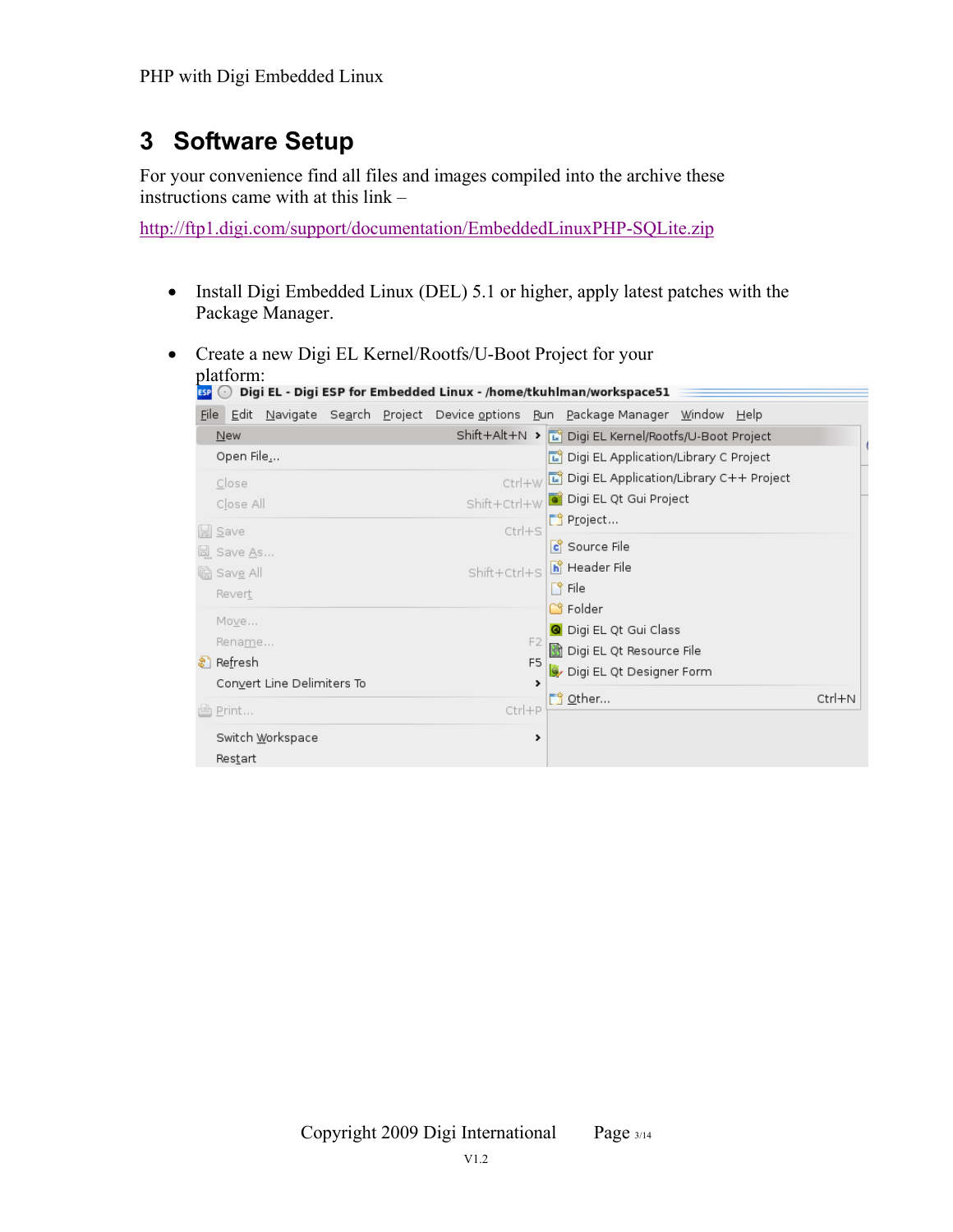# 3 Software Setup

For your convenience find all files and images compiled into the archive these instructions came with at this link –

http://ftp1.digi.com/support/documentation/EmbeddedLinuxPHP-SQLite.zip

- Install Digi Embedded Linux (DEL) 5.1 or higher, apply latest patches with the Package Manager.

- Create a new Digi EL Kernel/Rootfs/U-Boot Project for your platform: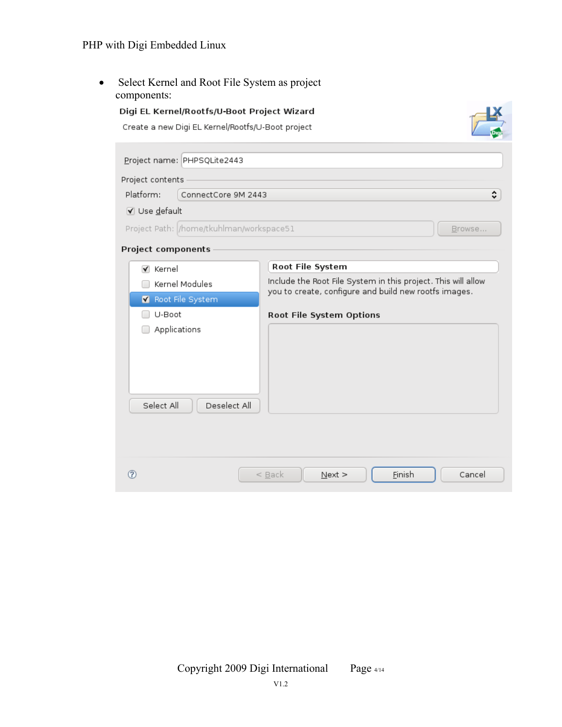- Select Kernel and Root File System as project components:

**Digi EL Kernel/Rootfs/U-Boot Project Wizard**

Create a new Digi EL Kernel/Rootfs/U-Boot project

Project name: PHPSQLite2443

Project contents

Platform: ConnectCore 9M 2443

☑ Use default

Project Path: /home/tkuhlman/workspace51 [Browse...]

**Project components**

- ☑ Kernel
- ☐ Kernel Modules
- ☑ Root File System
- ☐ U-Boot
- ☐ Applications

[Select All] [Deselect All]

**Root File System**

Include the Root File System in this project. This will allow you to create, configure and build new rootfs images.

**Root File System Options**

[< Back] [Next >] [Finish] [Cancel]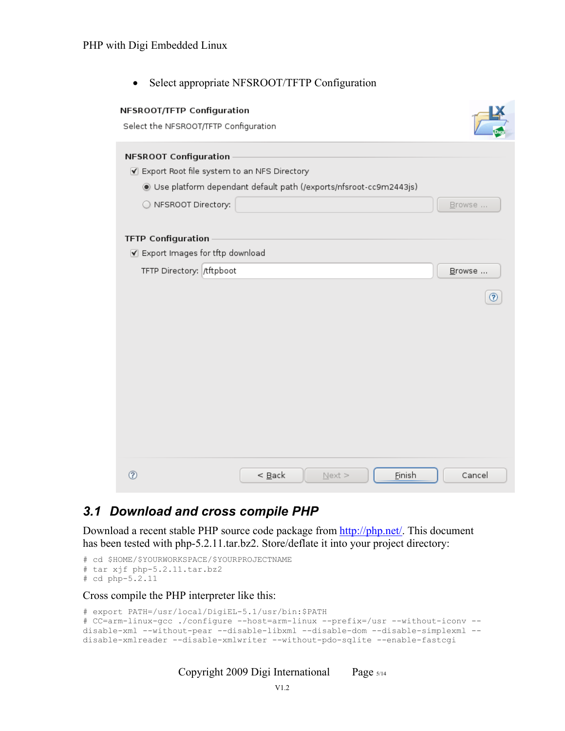- Select appropriate NFSROOT/TFTP Configuration

## 3.1 Download and cross compile PHP

Download a recent stable PHP source code package from [http://php.net/](http://php.net/). This document has been tested with php-5.2.11.tar.bz2. Store/deflate it into your project directory:

```
# cd $HOME/$YOURWORKSPACE/$YOURPROJECTNAME
# tar xjf php-5.2.11.tar.bz2
# cd php-5.2.11
```

Cross compile the PHP interpreter like this:

```
# export PATH=/usr/local/DigiEL-5.1/usr/bin:$PATH
# CC=arm-linux-gcc ./configure --host=arm-linux --prefix=/usr --without-iconv --
disable-xml --without-pear --disable-libxml --disable-dom --disable-simplexml --
disable-xmlreader --disable-xmlwriter --without-pdo-sqlite --enable-fastcgi
```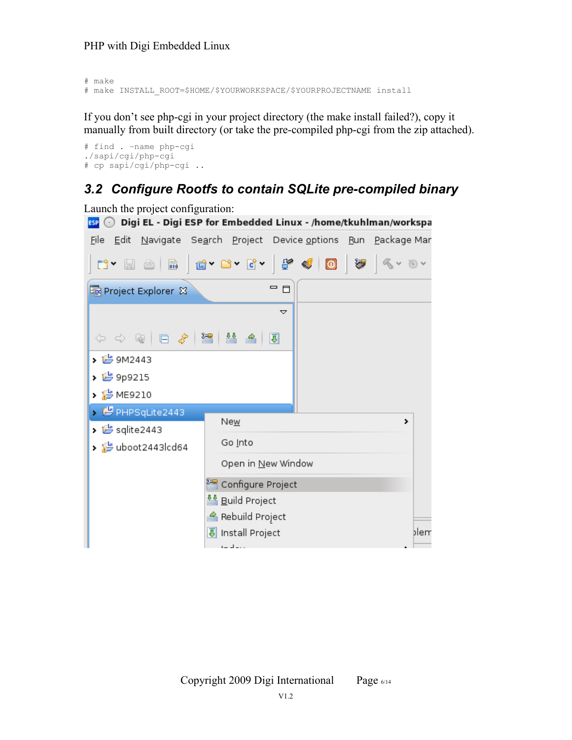```
# make
# make INSTALL_ROOT=$HOME/$YOURWORKSPACE/$YOURPROJECTNAME install
```

If you don't see php-cgi in your project directory (the make install failed?), copy it manually from built directory (or take the pre-compiled php-cgi from the zip attached).

```
# find . -name php-cgi
./sapi/cgi/php-cgi
# cp sapi/cgi/php-cgi ..
```

## 3.2 Configure Rootfs to contain SQLite pre-compiled binary

Launch the project configuration: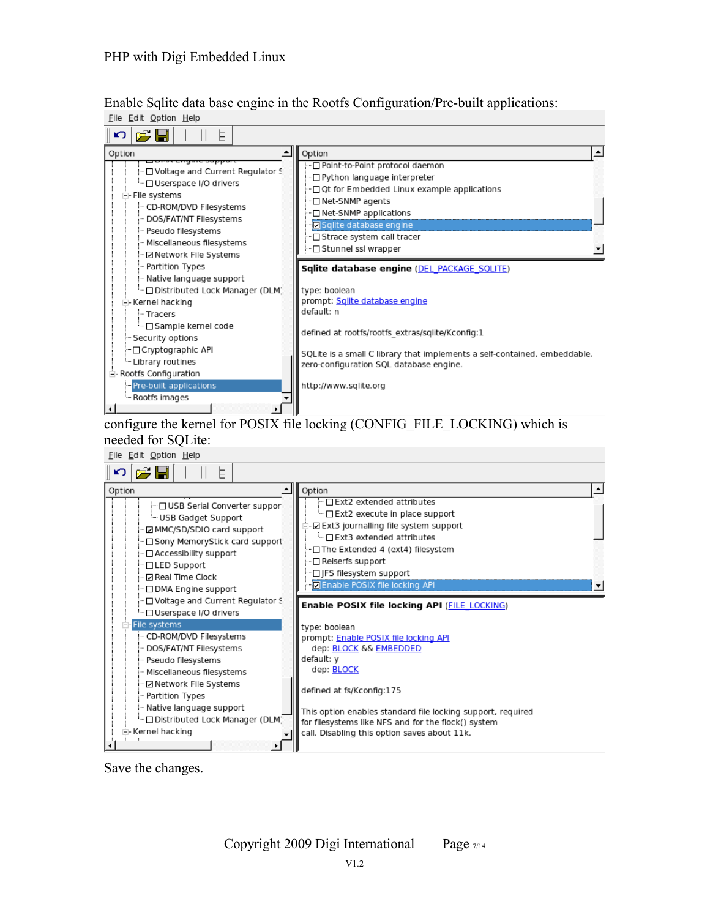Enable Sqlite data base engine in the Rootfs Configuration/Pre-built applications:

File Edit Option Help

| Option | Option |
|---|---|
| Voltage and Current Regulator S | Point-to-Point protocol daemon |
| Userspace I/O drivers | Python language interpreter |
| File systems | Qt for Embedded Linux example applications |
| CD-ROM/DVD Filesystems | Net-SNMP agents |
| DOS/FAT/NT Filesystems | Net-SNMP applications |
| Pseudo filesystems | ☑ Sqlite database engine |
| Miscellaneous filesystems | Strace system call tracer |
| ☑ Network File Systems | Stunnel ssl wrapper |
| Partition Types | |
| Native language support | |
| Distributed Lock Manager (DLM) | |
| Kernel hacking | |
| Tracers | |
| Sample kernel code | |
| Security options | |
| Cryptographic API | |
| Library routines | |
| Rootfs Configuration | |
| Pre-built applications | |
| Rootfs images | |

**Sqlite database engine** (DEL_PACKAGE_SQLITE)

type: boolean
prompt: Sqlite database engine
default: n

defined at rootfs/rootfs_extras/sqlite/Kconfig:1

SQLite is a small C library that implements a self-contained, embeddable, zero-configuration SQL database engine.

http://www.sqlite.org

configure the kernel for POSIX file locking (CONFIG_FILE_LOCKING) which is needed for SQLite:

File Edit Option Help

| Option | Option |
|---|---|
| USB Serial Converter suppor | Ext2 extended attributes |
| USB Gadget Support | Ext2 execute in place support |
| ☑ MMC/SD/SDIO card support | ☑ Ext3 journalling file system support |
| Sony MemoryStick card support | Ext3 extended attributes |
| Accessibility support | The Extended 4 (ext4) filesystem |
| LED Support | Reiserfs support |
| ☑ Real Time Clock | JFS filesystem support |
| DMA Engine support | ☑ Enable POSIX file locking API |
| Voltage and Current Regulator S | |
| Userspace I/O drivers | |
| File systems | |
| CD-ROM/DVD Filesystems | |
| DOS/FAT/NT Filesystems | |
| Pseudo filesystems | |
| Miscellaneous filesystems | |
| ☑ Network File Systems | |
| Partition Types | |
| Native language support | |
| Distributed Lock Manager (DLM) | |
| Kernel hacking | |

**Enable POSIX file locking API** (FILE_LOCKING)

type: boolean
prompt: Enable POSIX file locking API
  dep: BLOCK && EMBEDDED
default: y
  dep: BLOCK

defined at fs/Kconfig:175

This option enables standard file locking support, required for filesystems like NFS and for the flock() system call. Disabling this option saves about 11k.

Save the changes.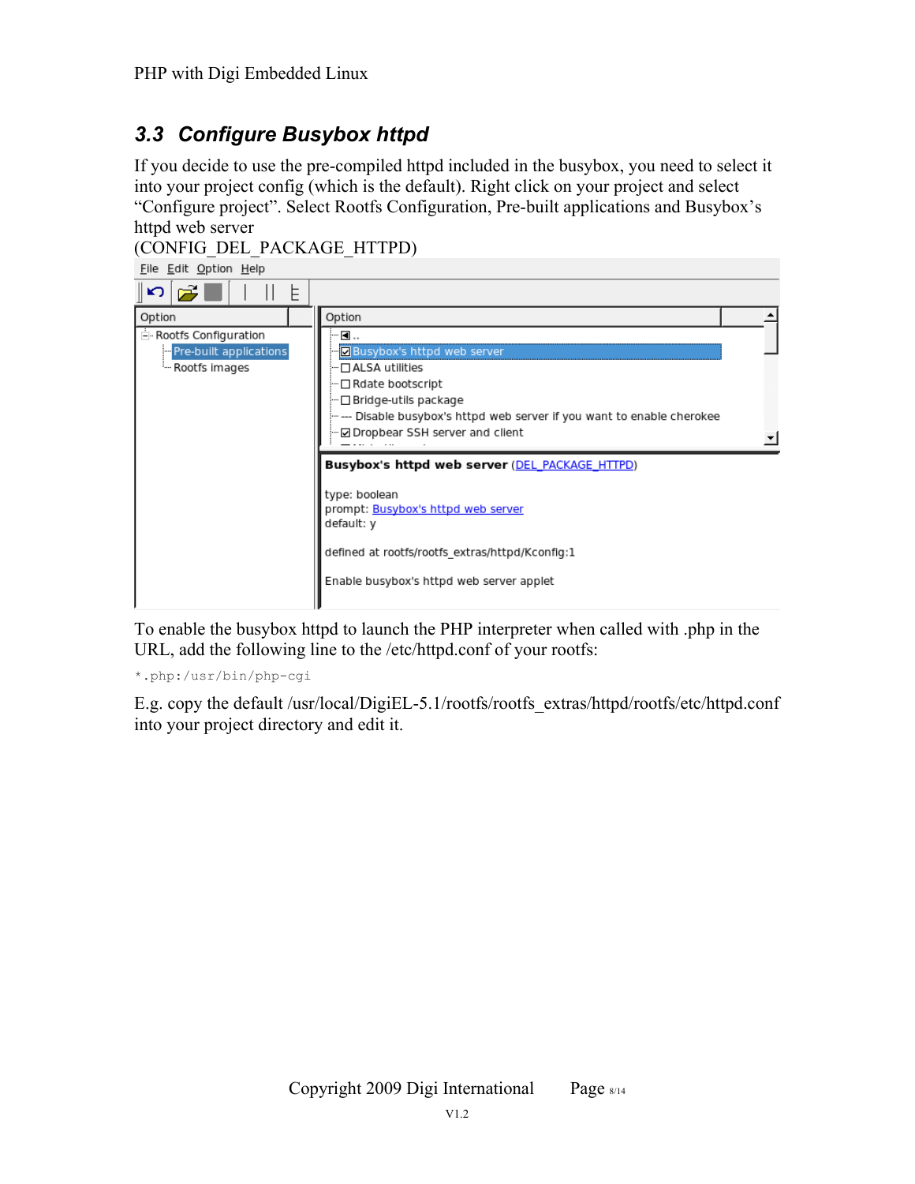## 3.3 Configure Busybox httpd

If you decide to use the pre-compiled httpd included in the busybox, you need to select it into your project config (which is the default). Right click on your project and select "Configure project". Select Rootfs Configuration, Pre-built applications and Busybox's httpd web server (CONFIG_DEL_PACKAGE_HTTPD)

To enable the busybox httpd to launch the PHP interpreter when called with .php in the URL, add the following line to the /etc/httpd.conf of your rootfs:

```
*.php:/usr/bin/php-cgi
```

E.g. copy the default /usr/local/DigiEL-5.1/rootfs/rootfs_extras/httpd/rootfs/etc/httpd.conf into your project directory and edit it.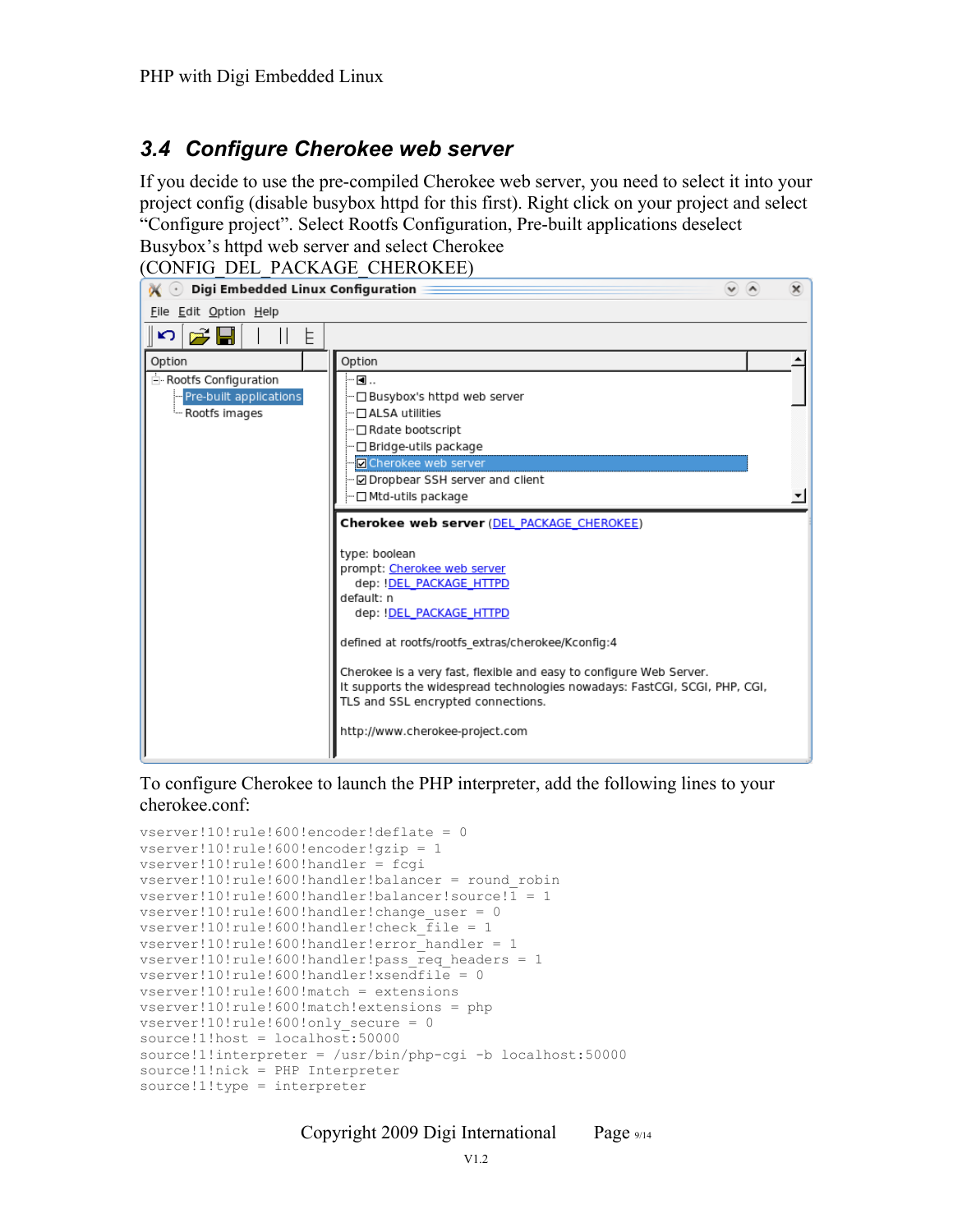## 3.4 Configure Cherokee web server

If you decide to use the pre-compiled Cherokee web server, you need to select it into your project config (disable busybox httpd for this first). Right click on your project and select “Configure project”. Select Rootfs Configuration, Pre-built applications deselect Busybox’s httpd web server and select Cherokee (CONFIG_DEL_PACKAGE_CHEROKEE)

To configure Cherokee to launch the PHP interpreter, add the following lines to your cherokee.conf:

```
vserver!10!rule!600!encoder!deflate = 0
vserver!10!rule!600!encoder!gzip = 1
vserver!10!rule!600!handler = fcgi
vserver!10!rule!600!handler!balancer = round_robin
vserver!10!rule!600!handler!balancer!source!1 = 1
vserver!10!rule!600!handler!change_user = 0
vserver!10!rule!600!handler!check_file = 1
vserver!10!rule!600!handler!error_handler = 1
vserver!10!rule!600!handler!pass_req_headers = 1
vserver!10!rule!600!handler!xsendfile = 0
vserver!10!rule!600!match = extensions
vserver!10!rule!600!match!extensions = php
vserver!10!rule!600!only_secure = 0
source!1!host = localhost:50000
source!1!interpreter = /usr/bin/php-cgi -b localhost:50000
source!1!nick = PHP Interpreter
source!1!type = interpreter
```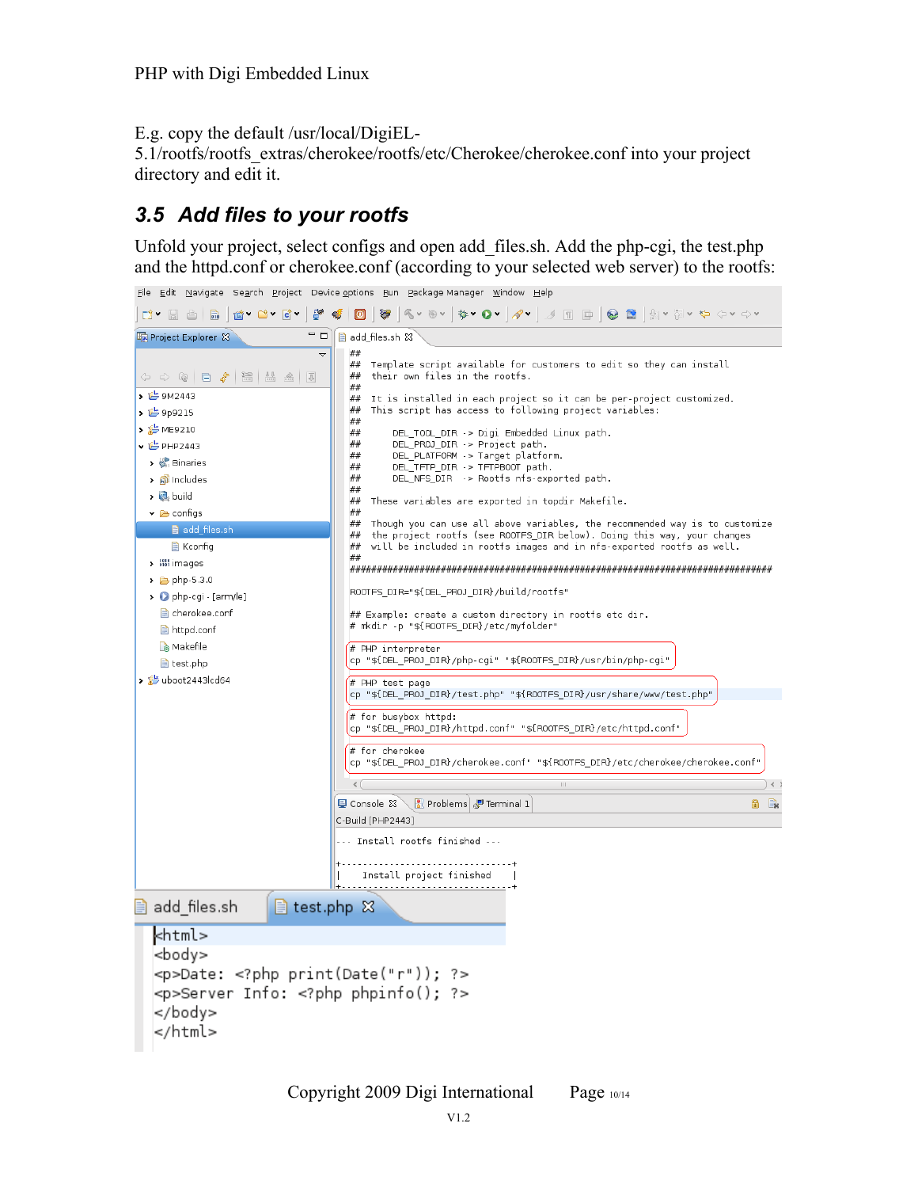E.g. copy the default /usr/local/DigiEL-5.1/rootfs/rootfs_extras/cherokee/rootfs/etc/Cherokee/cherokee.conf into your project directory and edit it.

## 3.5 Add files to your rootfs

Unfold your project, select configs and open add_files.sh. Add the php-cgi, the test.php and the httpd.conf or cherokee.conf (according to your selected web server) to the rootfs:

```
##
## Template script available for customers to edit so they can install
## their own files in the rootfs.
##
## It is installed in each project so it can be per-project customized.
## This script has access to following project variables:
##
##      DEL_TOOL_DIR -> Digi Embedded Linux path.
##      DEL_PROJ_DIR -> Project path.
##      DEL_PLATFORM -> Target platform.
##      DEL_TFTP_DIR -> TFTPBOOT path.
##      DEL_NFS_DIR  -> Rootfs nfs-exported path.
##
## These variables are exported in topdir Makefile.
##
## Though you can use all above variables, the recommended way is to customize
## the project rootfs (see ROOTFS_DIR below). Doing this way, your changes
## will be included in rootfs images and in nfs-exported rootfs as well.
##
################################################################################

ROOTFS_DIR="${DEL_PROJ_DIR}/build/rootfs"

## Example: create a custom directory in rootfs etc dir.
# mkdir -p "${ROOTFS_DIR}/etc/myfolder"

# PHP interpreter
cp "${DEL_PROJ_DIR}/php-cgi" "${ROOTFS_DIR}/usr/bin/php-cgi"

# PHP test page
cp "${DEL_PROJ_DIR}/test.php" "${ROOTFS_DIR}/usr/share/www/test.php"

# for busybox httpd:
cp "${DEL_PROJ_DIR}/httpd.conf" "${ROOTFS_DIR}/etc/httpd.conf"

# for cherokee
cp "${DEL_PROJ_DIR}/cherokee.conf" "${ROOTFS_DIR}/etc/cherokee/cherokee.conf"
```

test.php:

```
<html>
<body>
<p>Date: <?php print(Date("r")); ?>
<p>Server Info: <?php phpinfo(); ?>
</body>
</html>
```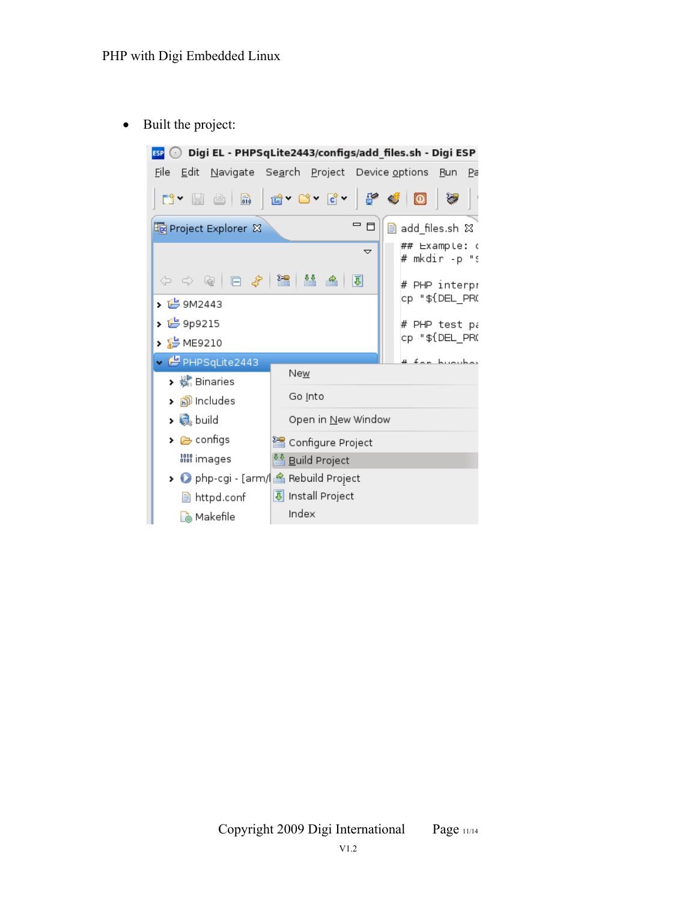- Built the project: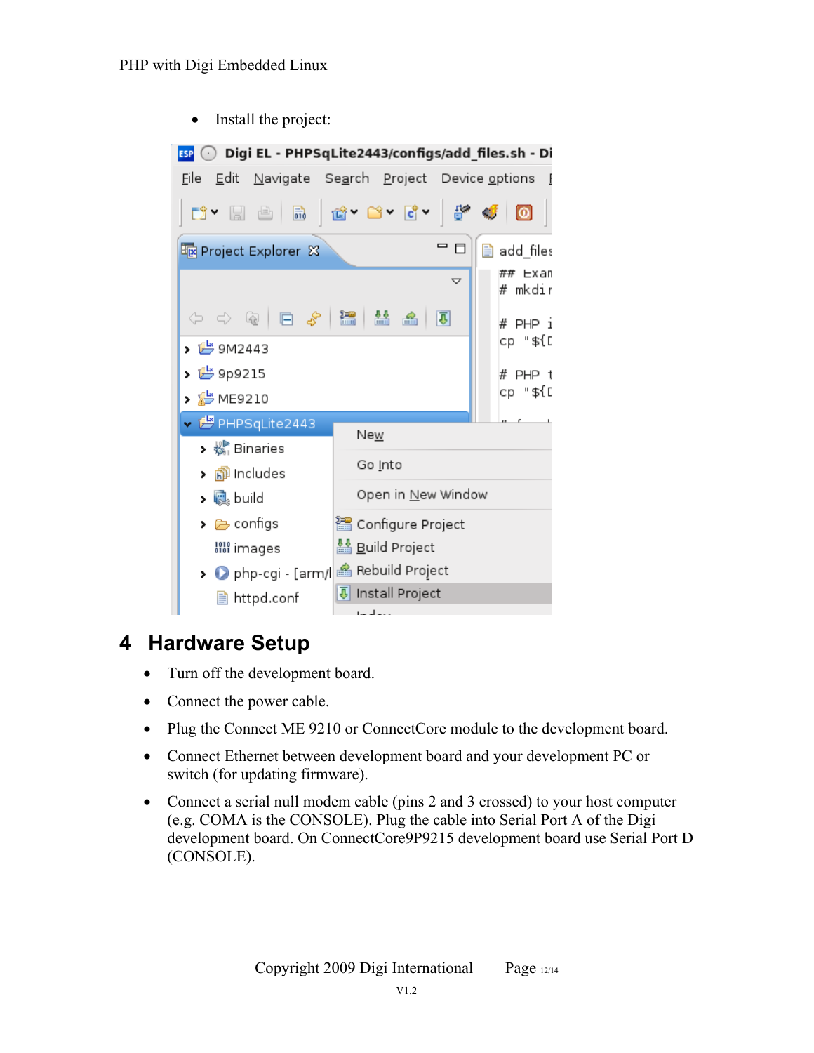- Install the project:

# 4 Hardware Setup

- Turn off the development board.
- Connect the power cable.
- Plug the Connect ME 9210 or ConnectCore module to the development board.
- Connect Ethernet between development board and your development PC or switch (for updating firmware).
- Connect a serial null modem cable (pins 2 and 3 crossed) to your host computer (e.g. COMA is the CONSOLE). Plug the cable into Serial Port A of the Digi development board. On ConnectCore9P9215 development board use Serial Port D (CONSOLE).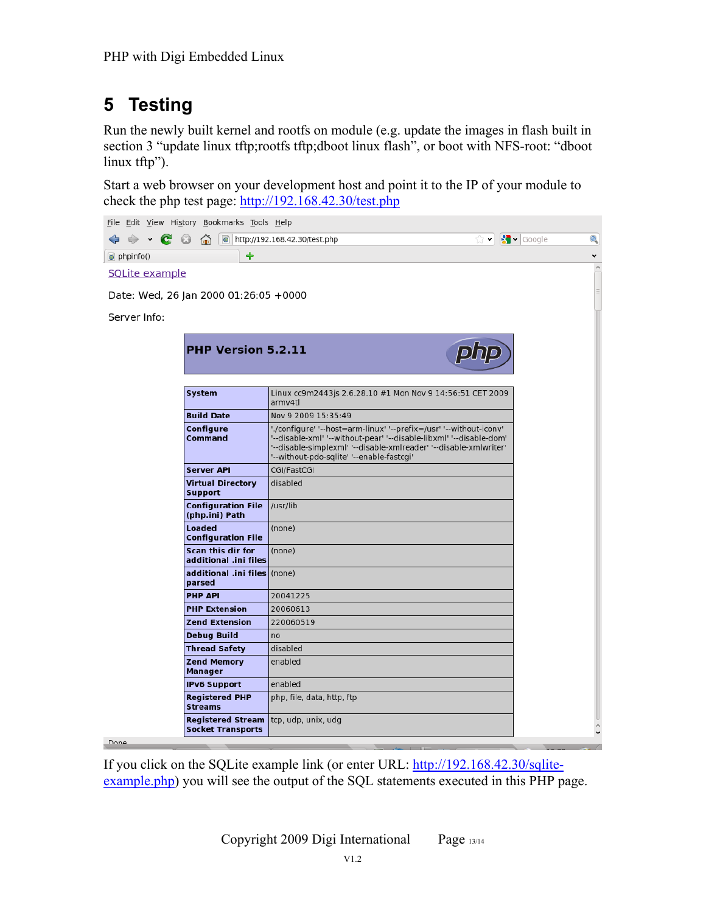# 5 Testing

Run the newly built kernel and rootfs on module (e.g. update the images in flash built in section 3 "update linux tftp;rootfs tftp;dboot linux flash", or boot with NFS-root: "dboot linux tftp").

Start a web browser on your development host and point it to the IP of your module to check the php test page: http://192.168.42.30/test.php

SQLite example

Date: Wed, 26 Jan 2000 01:26:05 +0000

Server Info:

**PHP Version 5.2.11**

| | |
|---|---|
| System | Linux cc9m2443js 2.6.28.10 #1 Mon Nov 9 14:56:51 CET 2009 armv4tl |
| Build Date | Nov 9 2009 15:35:49 |
| Configure Command | './configure' '--host=arm-linux' '--prefix=/usr' '--without-iconv' '--disable-xml' '--without-pear' '--disable-libxml' '--disable-dom' '--disable-simplexml' '--disable-xmlreader' '--disable-xmlwriter' '--without-pdo-sqlite' '--enable-fastcgi' |
| Server API | CGI/FastCGI |
| Virtual Directory Support | disabled |
| Configuration File (php.ini) Path | /usr/lib |
| Loaded Configuration File | (none) |
| Scan this dir for additional .ini files | (none) |
| additional .ini files parsed | (none) |
| PHP API | 20041225 |
| PHP Extension | 20060613 |
| Zend Extension | 220060519 |
| Debug Build | no |
| Thread Safety | disabled |
| Zend Memory Manager | enabled |
| IPv6 Support | enabled |
| Registered PHP Streams | php, file, data, http, ftp |
| Registered Stream Socket Transports | tcp, udp, unix, udg |

If you click on the SQLite example link (or enter URL: http://192.168.42.30/sqlite-example.php) you will see the output of the SQL statements executed in this PHP page.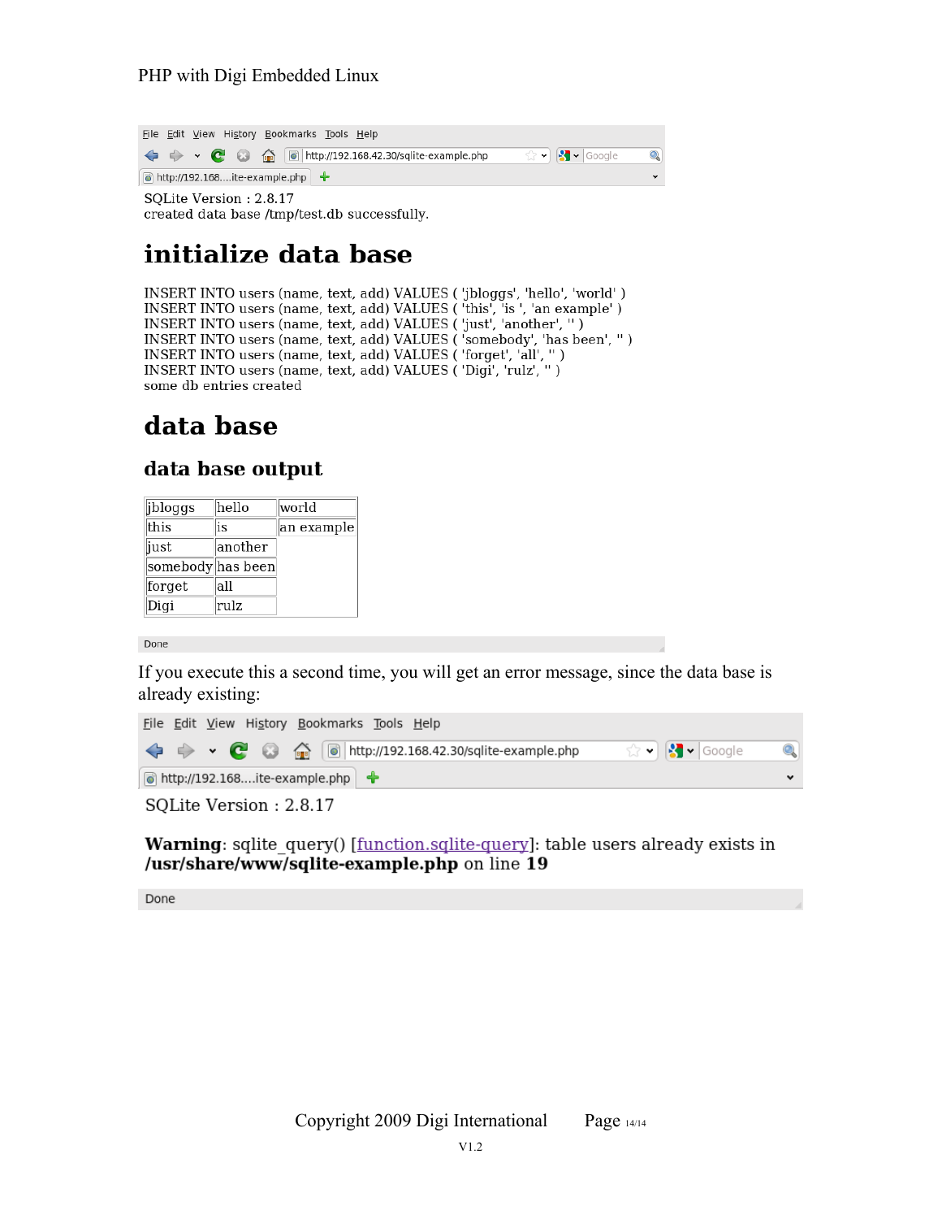SQLite Version : 2.8.17
created data base /tmp/test.db successfully.

# initialize data base

INSERT INTO users (name, text, add) VALUES ( 'jbloggs', 'hello', 'world' )
INSERT INTO users (name, text, add) VALUES ( 'this', 'is ', 'an example' )
INSERT INTO users (name, text, add) VALUES ( 'just', 'another', '' )
INSERT INTO users (name, text, add) VALUES ( 'somebody', 'has been', '' )
INSERT INTO users (name, text, add) VALUES ( 'forget', 'all', '' )
INSERT INTO users (name, text, add) VALUES ( 'Digi', 'rulz', '' )
some db entries created

# data base

## data base output

| | | |
|---|---|---|
| jbloggs | hello | world |
| this | is | an example |
| just | another | |
| somebody | has been | |
| forget | all | |
| Digi | rulz | |

Done

If you execute this a second time, you will get an error message, since the data base is already existing:

SQLite Version : 2.8.17

**Warning**: sqlite_query() [function.sqlite-query]: table users already exists in **/usr/share/www/sqlite-example.php** on line **19**

Done